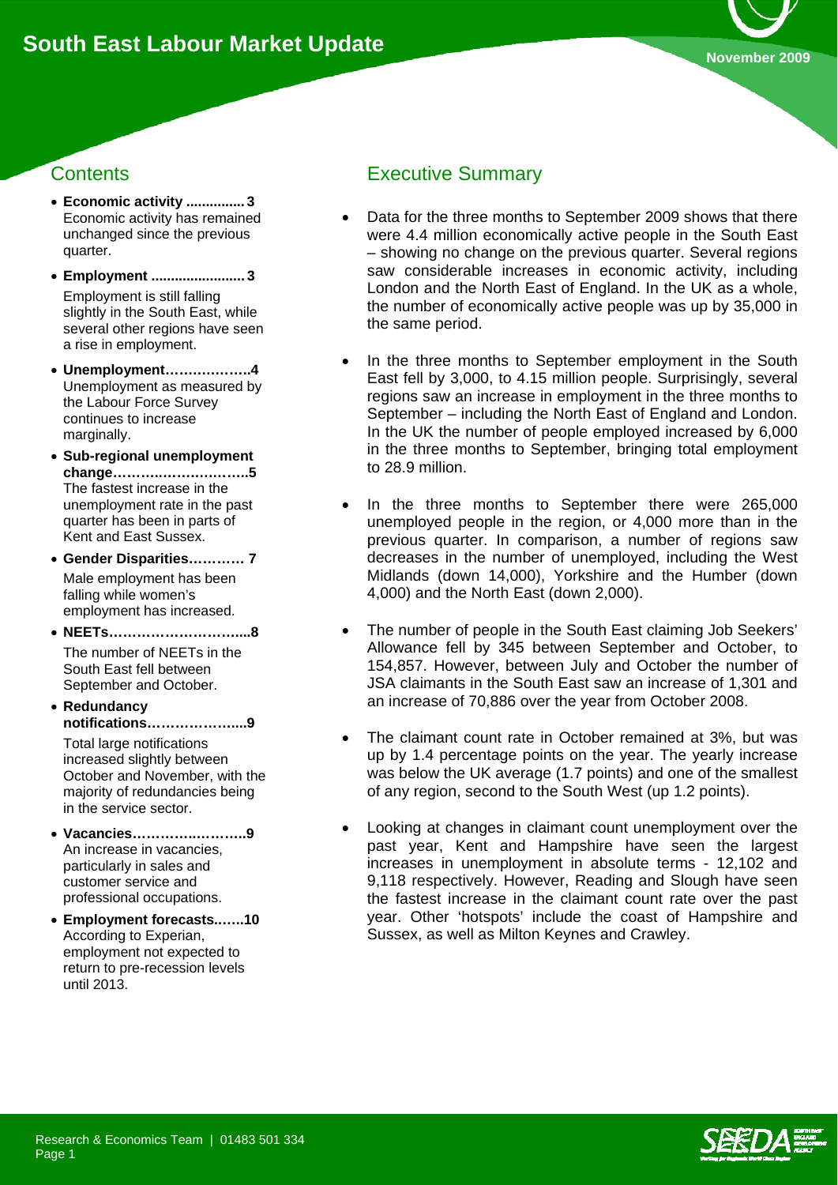# South East Labour Market Update

November 2009

## Contents

- **Economic activity ............... 3**
  Economic activity has remained unchanged since the previous quarter.
- **Employment ........................ 3**
  Employment is still falling slightly in the South East, while several other regions have seen a rise in employment.
- **Unemployment……………….4**
  Unemployment as measured by the Labour Force Survey continues to increase marginally.
- **Sub-regional unemployment change……….……………….5**
  The fastest increase in the unemployment rate in the past quarter has been in parts of Kent and East Sussex.
- **Gender Disparities………… 7**
  Male employment has been falling while women's employment has increased.
- **NEETs………………………....8**
  The number of NEETs in the South East fell between September and October.
- **Redundancy notifications………………....9**
  Total large notifications increased slightly between October and November, with the majority of redundancies being in the service sector.
- **Vacancies………….……….9**
  An increase in vacancies, particularly in sales and customer service and professional occupations.
- **Employment forecasts.……10**
  According to Experian, employment not expected to return to pre-recession levels until 2013.

## Executive Summary

- Data for the three months to September 2009 shows that there were 4.4 million economically active people in the South East – showing no change on the previous quarter. Several regions saw considerable increases in economic activity, including London and the North East of England. In the UK as a whole, the number of economically active people was up by 35,000 in the same period.
- In the three months to September employment in the South East fell by 3,000, to 4.15 million people. Surprisingly, several regions saw an increase in employment in the three months to September – including the North East of England and London. In the UK the number of people employed increased by 6,000 in the three months to September, bringing total employment to 28.9 million.
- In the three months to September there were 265,000 unemployed people in the region, or 4,000 more than in the previous quarter. In comparison, a number of regions saw decreases in the number of unemployed, including the West Midlands (down 14,000), Yorkshire and the Humber (down 4,000) and the North East (down 2,000).
- The number of people in the South East claiming Job Seekers' Allowance fell by 345 between September and October, to 154,857. However, between July and October the number of JSA claimants in the South East saw an increase of 1,301 and an increase of 70,886 over the year from October 2008.
- The claimant count rate in October remained at 3%, but was up by 1.4 percentage points on the year. The yearly increase was below the UK average (1.7 points) and one of the smallest of any region, second to the South West (up 1.2 points).
- Looking at changes in claimant count unemployment over the past year, Kent and Hampshire have seen the largest increases in unemployment in absolute terms - 12,102 and 9,118 respectively. However, Reading and Slough have seen the fastest increase in the claimant count rate over the past year. Other 'hotspots' include the coast of Hampshire and Sussex, as well as Milton Keynes and Crawley.

Research & Economics Team | 01483 501 334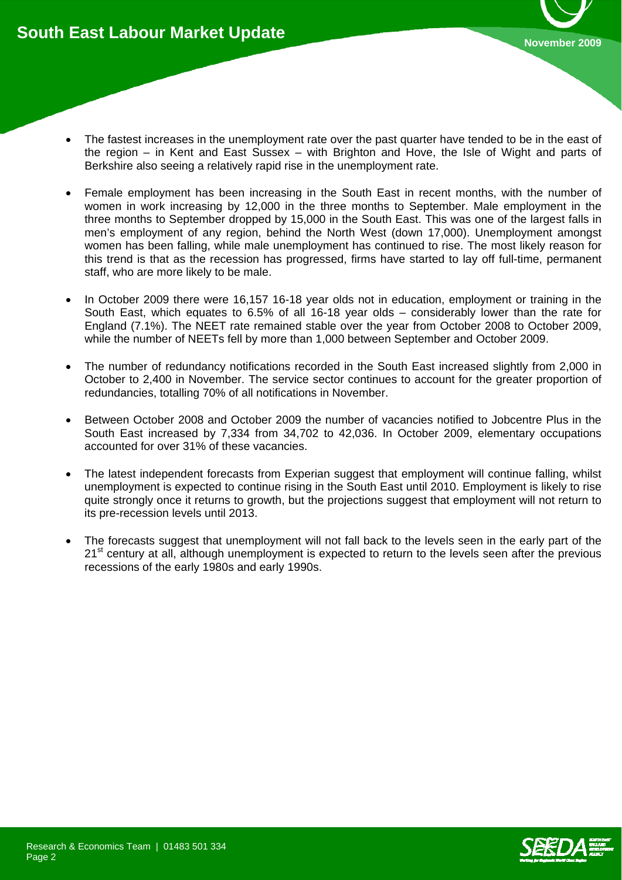- The fastest increases in the unemployment rate over the past quarter have tended to be in the east of the region – in Kent and East Sussex – with Brighton and Hove, the Isle of Wight and parts of Berkshire also seeing a relatively rapid rise in the unemployment rate.

- Female employment has been increasing in the South East in recent months, with the number of women in work increasing by 12,000 in the three months to September. Male employment in the three months to September dropped by 15,000 in the South East. This was one of the largest falls in men's employment of any region, behind the North West (down 17,000). Unemployment amongst women has been falling, while male unemployment has continued to rise. The most likely reason for this trend is that as the recession has progressed, firms have started to lay off full-time, permanent staff, who are more likely to be male.

- In October 2009 there were 16,157 16-18 year olds not in education, employment or training in the South East, which equates to 6.5% of all 16-18 year olds – considerably lower than the rate for England (7.1%). The NEET rate remained stable over the year from October 2008 to October 2009, while the number of NEETs fell by more than 1,000 between September and October 2009.

- The number of redundancy notifications recorded in the South East increased slightly from 2,000 in October to 2,400 in November. The service sector continues to account for the greater proportion of redundancies, totalling 70% of all notifications in November.

- Between October 2008 and October 2009 the number of vacancies notified to Jobcentre Plus in the South East increased by 7,334 from 34,702 to 42,036. In October 2009, elementary occupations accounted for over 31% of these vacancies.

- The latest independent forecasts from Experian suggest that employment will continue falling, whilst unemployment is expected to continue rising in the South East until 2010. Employment is likely to rise quite strongly once it returns to growth, but the projections suggest that employment will not return to its pre-recession levels until 2013.

- The forecasts suggest that unemployment will not fall back to the levels seen in the early part of the 21st century at all, although unemployment is expected to return to the levels seen after the previous recessions of the early 1980s and early 1990s.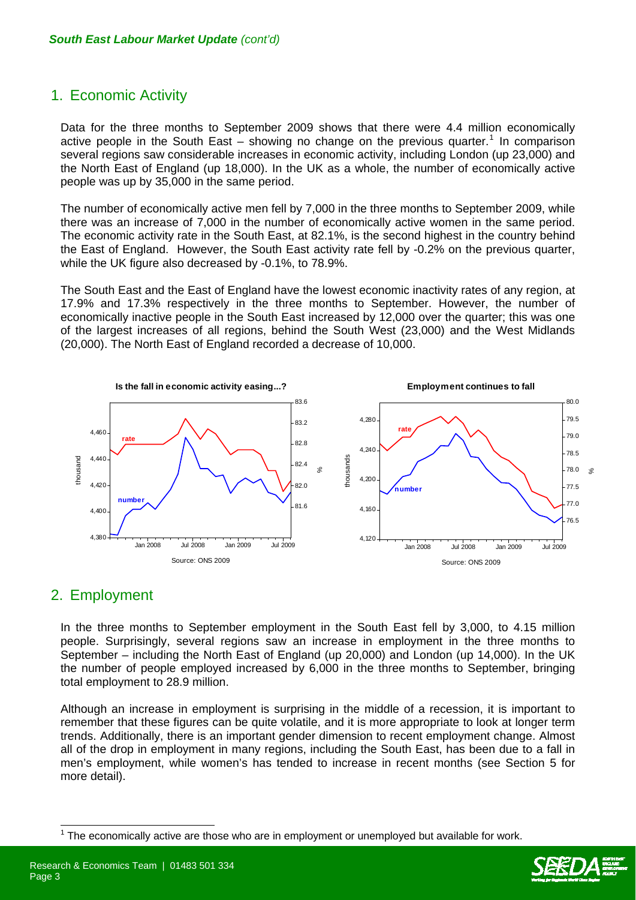*South East Labour Market Update* (cont'd)

## 1. Economic Activity

Data for the three months to September 2009 shows that there were 4.4 million economically active people in the South East – showing no change on the previous quarter.[1] In comparison several regions saw considerable increases in economic activity, including London (up 23,000) and the North East of England (up 18,000). In the UK as a whole, the number of economically active people was up by 35,000 in the same period.

The number of economically active men fell by 7,000 in the three months to September 2009, while there was an increase of 7,000 in the number of economically active women in the same period. The economic activity rate in the South East, at 82.1%, is the second highest in the country behind the East of England. However, the South East activity rate fell by -0.2% on the previous quarter, while the UK figure also decreased by -0.1%, to 78.9%.

The South East and the East of England have the lowest economic inactivity rates of any region, at 17.9% and 17.3% respectively in the three months to September. However, the number of economically inactive people in the South East increased by 12,000 over the quarter; this was one of the largest increases of all regions, behind the South West (23,000) and the West Midlands (20,000). The North East of England recorded a decrease of 10,000.

**Is the fall in economic activity easing...?**

Source: ONS 2009

**Employment continues to fall**

Source: ONS 2009

## 2. Employment

In the three months to September employment in the South East fell by 3,000, to 4.15 million people. Surprisingly, several regions saw an increase in employment in the three months to September – including the North East of England (up 20,000) and London (up 14,000). In the UK the number of people employed increased by 6,000 in the three months to September, bringing total employment to 28.9 million.

Although an increase in employment is surprising in the middle of a recession, it is important to remember that these figures can be quite volatile, and it is more appropriate to look at longer term trends. Additionally, there is an important gender dimension to recent employment change. Almost all of the drop in employment in many regions, including the South East, has been due to a fall in men's employment, while women's has tended to increase in recent months (see Section 5 for more detail).

[1] The economically active are those who are in employment or unemployed but available for work.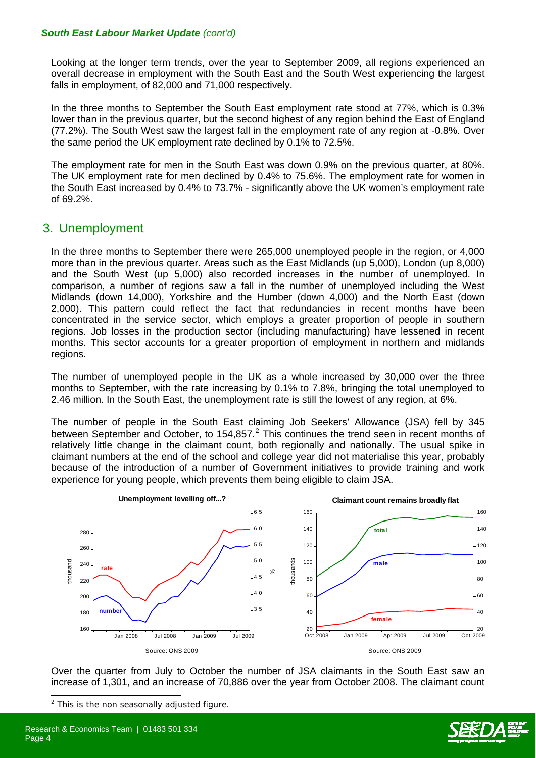Looking at the longer term trends, over the year to September 2009, all regions experienced an overall decrease in employment with the South East and the South West experiencing the largest falls in employment, of 82,000 and 71,000 respectively.

In the three months to September the South East employment rate stood at 77%, which is 0.3% lower than in the previous quarter, but the second highest of any region behind the East of England (77.2%). The South West saw the largest fall in the employment rate of any region at -0.8%. Over the same period the UK employment rate declined by 0.1% to 72.5%.

The employment rate for men in the South East was down 0.9% on the previous quarter, at 80%. The UK employment rate for men declined by 0.4% to 75.6%. The employment rate for women in the South East increased by 0.4% to 73.7% - significantly above the UK women's employment rate of 69.2%.

## 3. Unemployment

In the three months to September there were 265,000 unemployed people in the region, or 4,000 more than in the previous quarter. Areas such as the East Midlands (up 5,000), London (up 8,000) and the South West (up 5,000) also recorded increases in the number of unemployed. In comparison, a number of regions saw a fall in the number of unemployed including the West Midlands (down 14,000), Yorkshire and the Humber (down 4,000) and the North East (down 2,000). This pattern could reflect the fact that redundancies in recent months have been concentrated in the service sector, which employs a greater proportion of people in southern regions. Job losses in the production sector (including manufacturing) have lessened in recent months. This sector accounts for a greater proportion of employment in northern and midlands regions.

The number of unemployed people in the UK as a whole increased by 30,000 over the three months to September, with the rate increasing by 0.1% to 7.8%, bringing the total unemployed to 2.46 million. In the South East, the unemployment rate is still the lowest of any region, at 6%.

The number of people in the South East claiming Job Seekers' Allowance (JSA) fell by 345 between September and October, to 154,857.[2] This continues the trend seen in recent months of relatively little change in the claimant count, both regionally and nationally. The usual spike in claimant numbers at the end of the school and college year did not materialise this year, probably because of the introduction of a number of Government initiatives to provide training and work experience for young people, which prevents them being eligible to claim JSA.

**Unemployment levelling off...?**

Source: ONS 2009

**Claimant count remains broadly flat**

Source: ONS 2009

Over the quarter from July to October the number of JSA claimants in the South East saw an increase of 1,301, and an increase of 70,886 over the year from October 2008. The claimant count

[2] This is the non seasonally adjusted figure.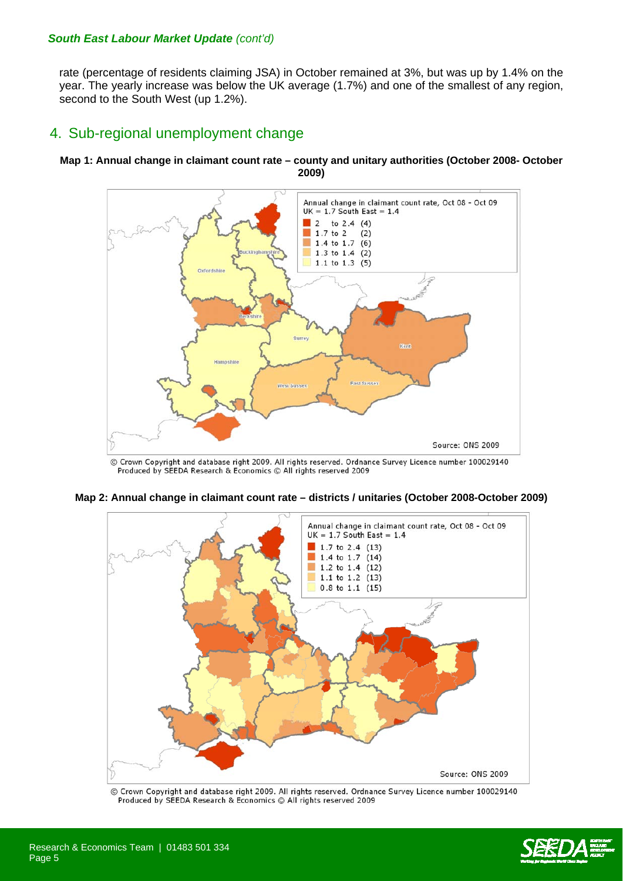rate (percentage of residents claiming JSA) in October remained at 3%, but was up by 1.4% on the year. The yearly increase was below the UK average (1.7%) and one of the smallest of any region, second to the South West (up 1.2%).

## 4. Sub-regional unemployment change

**Map 1: Annual change in claimant count rate – county and unitary authorities (October 2008- October 2009)**

Annual change in claimant count rate, Oct 08 - Oct 09
UK = 1.7 South East = 1.4

- 2 to 2.4 (4)
- 1.7 to 2 (2)
- 1.4 to 1.7 (6)
- 1.3 to 1.4 (2)
- 1.1 to 1.3 (5)

Buckinghamshire, Oxfordshire, Berkshire, Surrey, Kent, Hampshire, West Sussex, East Sussex

Source: ONS 2009

© Crown Copyright and database right 2009. All rights reserved. Ordnance Survey Licence number 100029140
Produced by SEEDA Research & Economics © All rights reserved 2009

**Map 2: Annual change in claimant count rate – districts / unitaries (October 2008-October 2009)**

Annual change in claimant count rate, Oct 08 - Oct 09
UK = 1.7 South East = 1.4

- 1.7 to 2.4 (13)
- 1.4 to 1.7 (14)
- 1.2 to 1.4 (12)
- 1.1 to 1.2 (13)
- 0.8 to 1.1 (15)

Source: ONS 2009

© Crown Copyright and database right 2009. All rights reserved. Ordnance Survey Licence number 100029140
Produced by SEEDA Research & Economics © All rights reserved 2009

Research & Economics Team | 01483 501 334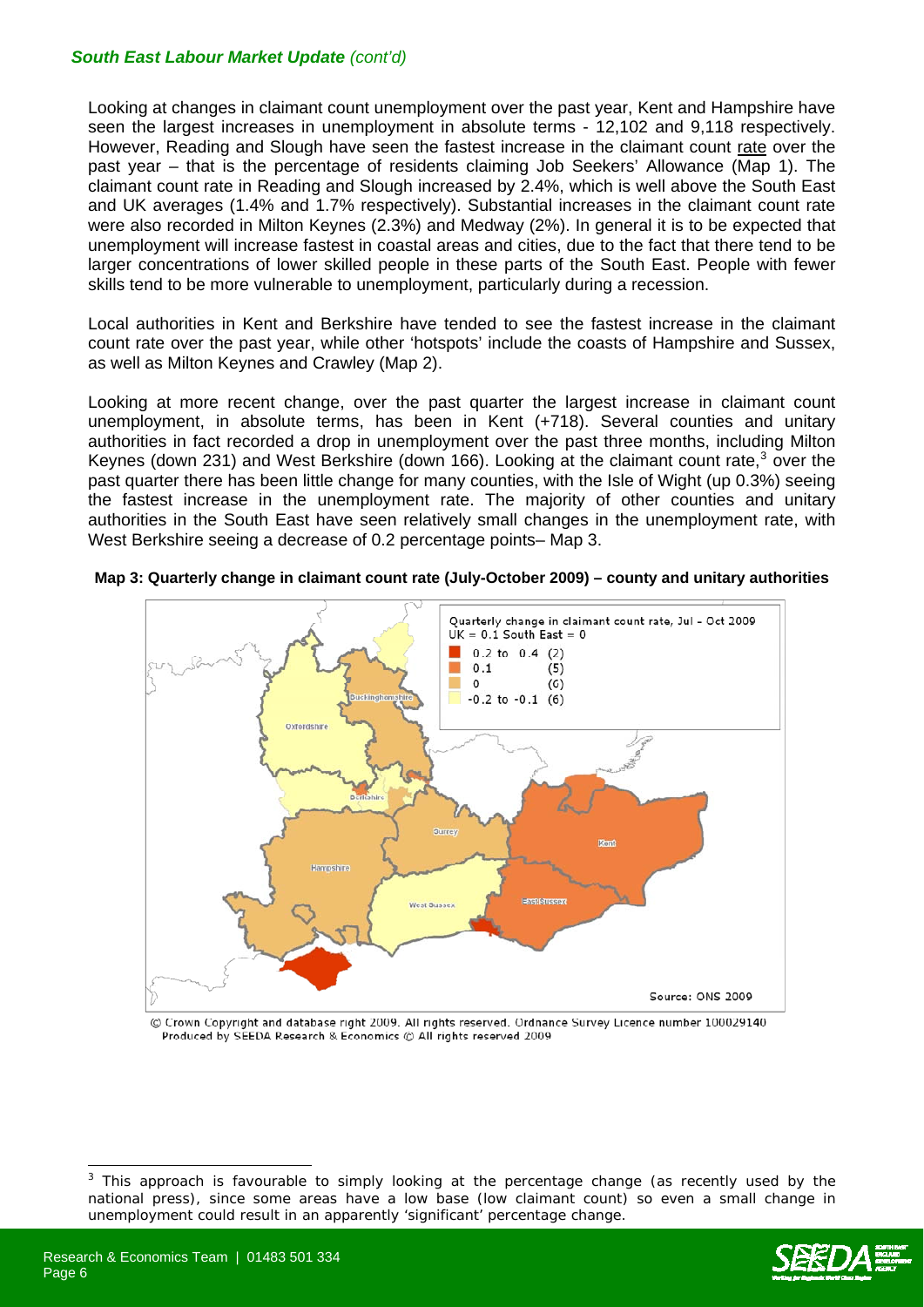***South East Labour Market Update** (cont'd)*

Looking at changes in claimant count unemployment over the past year, Kent and Hampshire have seen the largest increases in unemployment in absolute terms - 12,102 and 9,118 respectively. However, Reading and Slough have seen the fastest increase in the claimant count rate over the past year – that is the percentage of residents claiming Job Seekers' Allowance (Map 1). The claimant count rate in Reading and Slough increased by 2.4%, which is well above the South East and UK averages (1.4% and 1.7% respectively). Substantial increases in the claimant count rate were also recorded in Milton Keynes (2.3%) and Medway (2%). In general it is to be expected that unemployment will increase fastest in coastal areas and cities, due to the fact that there tend to be larger concentrations of lower skilled people in these parts of the South East. People with fewer skills tend to be more vulnerable to unemployment, particularly during a recession.

Local authorities in Kent and Berkshire have tended to see the fastest increase in the claimant count rate over the past year, while other 'hotspots' include the coasts of Hampshire and Sussex, as well as Milton Keynes and Crawley (Map 2).

Looking at more recent change, over the past quarter the largest increase in claimant count unemployment, in absolute terms, has been in Kent (+718). Several counties and unitary authorities in fact recorded a drop in unemployment over the past three months, including Milton Keynes (down 231) and West Berkshire (down 166). Looking at the claimant count rate,[3] over the past quarter there has been little change for many counties, with the Isle of Wight (up 0.3%) seeing the fastest increase in the unemployment rate. The majority of other counties and unitary authorities in the South East have seen relatively small changes in the unemployment rate, with West Berkshire seeing a decrease of 0.2 percentage points– Map 3.

**Map 3: Quarterly change in claimant count rate (July-October 2009) – county and unitary authorities**

Quarterly change in claimant count rate, Jul - Oct 2009
UK = 0.1 South East = 0

- 0.2 to 0.4 (2)
- 0.1 (5)
- 0 (6)
- -0.2 to -0.1 (6)

Source: ONS 2009

© Crown Copyright and database right 2009. All rights reserved. Ordnance Survey Licence number 100029140
Produced by SEEDA Research & Economics © All rights reserved 2009

[3] This approach is favourable to simply looking at the percentage change (as recently used by the national press), since some areas have a low base (low claimant count) so even a small change in unemployment could result in an apparently 'significant' percentage change.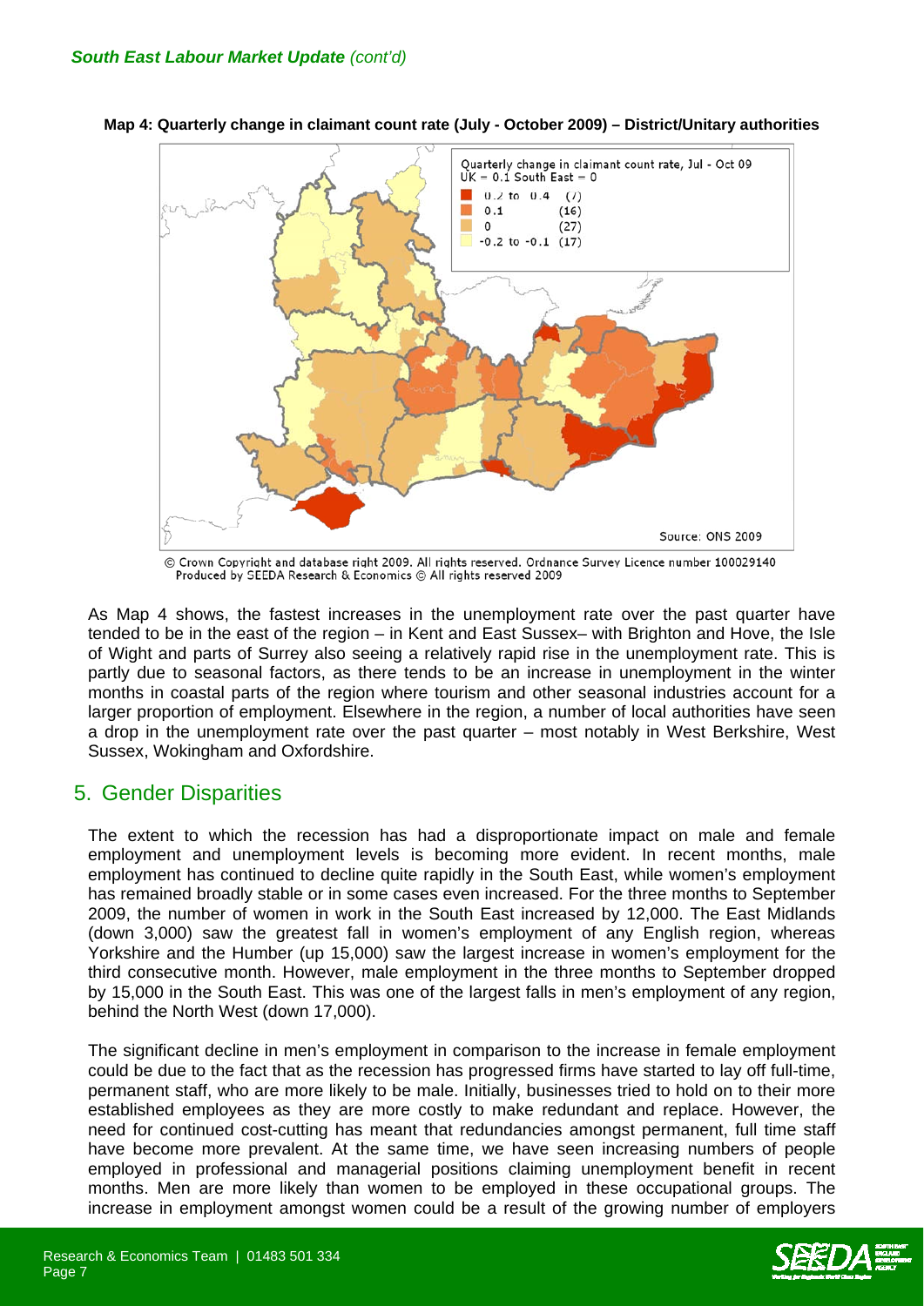*South East Labour Market Update (cont'd)*

**Map 4: Quarterly change in claimant count rate (July - October 2009) – District/Unitary authorities**

Quarterly change in claimant count rate, Jul - Oct 09
UK = 0.1 South East = 0

- 0.2 to 0.4 (7)
- 0.1 (16)
- 0 (27)
- -0.2 to -0.1 (17)

Source: ONS 2009

© Crown Copyright and database right 2009. All rights reserved. Ordnance Survey Licence number 100029140
Produced by SEEDA Research & Economics © All rights reserved 2009

As Map 4 shows, the fastest increases in the unemployment rate over the past quarter have tended to be in the east of the region – in Kent and East Sussex– with Brighton and Hove, the Isle of Wight and parts of Surrey also seeing a relatively rapid rise in the unemployment rate. This is partly due to seasonal factors, as there tends to be an increase in unemployment in the winter months in coastal parts of the region where tourism and other seasonal industries account for a larger proportion of employment. Elsewhere in the region, a number of local authorities have seen a drop in the unemployment rate over the past quarter – most notably in West Berkshire, West Sussex, Wokingham and Oxfordshire.

## 5. Gender Disparities

The extent to which the recession has had a disproportionate impact on male and female employment and unemployment levels is becoming more evident. In recent months, male employment has continued to decline quite rapidly in the South East, while women's employment has remained broadly stable or in some cases even increased. For the three months to September 2009, the number of women in work in the South East increased by 12,000. The East Midlands (down 3,000) saw the greatest fall in women's employment of any English region, whereas Yorkshire and the Humber (up 15,000) saw the largest increase in women's employment for the third consecutive month. However, male employment in the three months to September dropped by 15,000 in the South East. This was one of the largest falls in men's employment of any region, behind the North West (down 17,000).

The significant decline in men's employment in comparison to the increase in female employment could be due to the fact that as the recession has progressed firms have started to lay off full-time, permanent staff, who are more likely to be male. Initially, businesses tried to hold on to their more established employees as they are more costly to make redundant and replace. However, the need for continued cost-cutting has meant that redundancies amongst permanent, full time staff have become more prevalent. At the same time, we have seen increasing numbers of people employed in professional and managerial positions claiming unemployment benefit in recent months. Men are more likely than women to be employed in these occupational groups. The increase in employment amongst women could be a result of the growing number of employers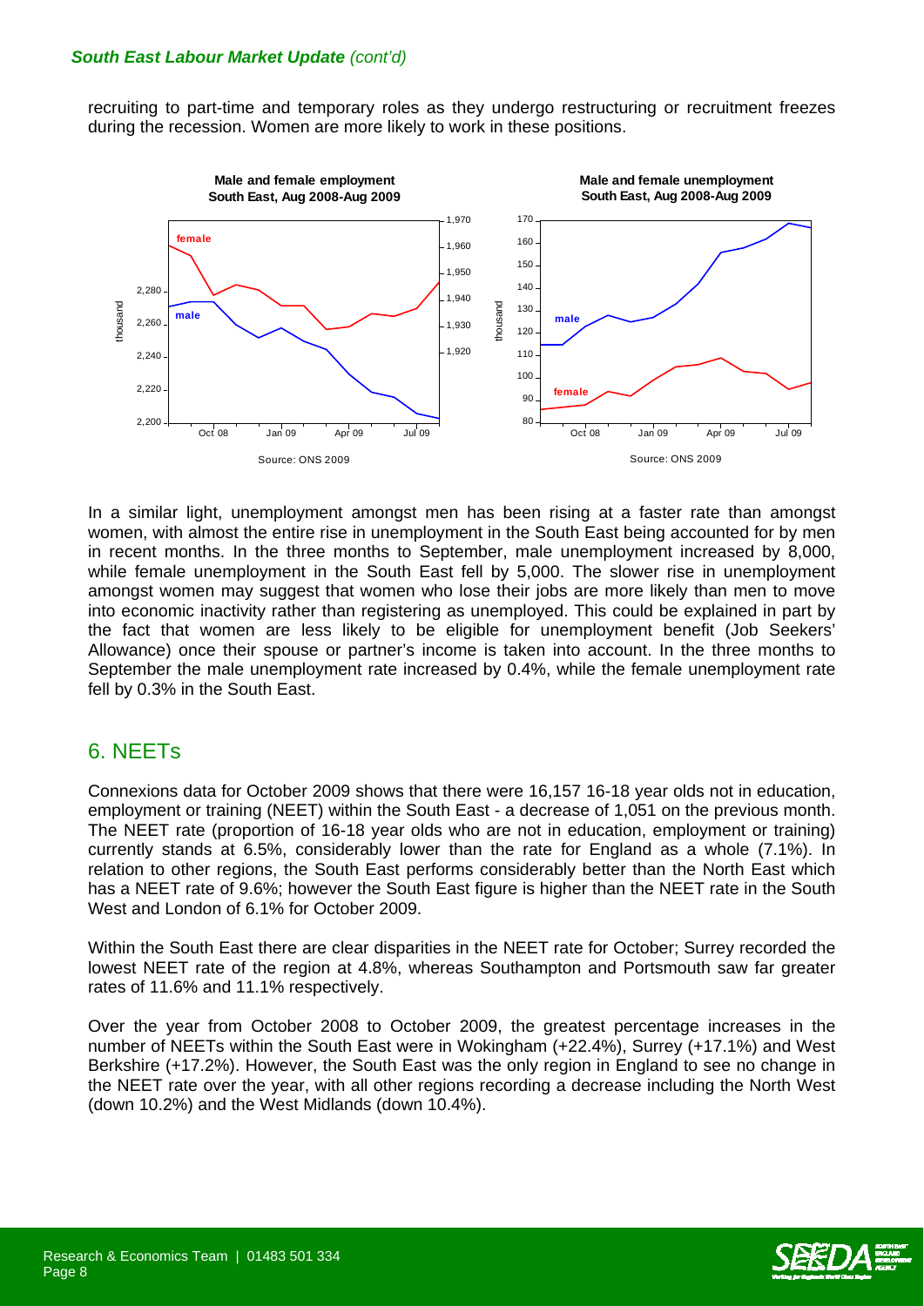recruiting to part-time and temporary roles as they undergo restructuring or recruitment freezes during the recession. Women are more likely to work in these positions.

**Male and female employment South East, Aug 2008-Aug 2009**

Source: ONS 2009

**Male and female unemployment South East, Aug 2008-Aug 2009**

Source: ONS 2009

In a similar light, unemployment amongst men has been rising at a faster rate than amongst women, with almost the entire rise in unemployment in the South East being accounted for by men in recent months. In the three months to September, male unemployment increased by 8,000, while female unemployment in the South East fell by 5,000. The slower rise in unemployment amongst women may suggest that women who lose their jobs are more likely than men to move into economic inactivity rather than registering as unemployed. This could be explained in part by the fact that women are less likely to be eligible for unemployment benefit (Job Seekers' Allowance) once their spouse or partner's income is taken into account. In the three months to September the male unemployment rate increased by 0.4%, while the female unemployment rate fell by 0.3% in the South East.

## 6. NEETs

Connexions data for October 2009 shows that there were 16,157 16-18 year olds not in education, employment or training (NEET) within the South East - a decrease of 1,051 on the previous month. The NEET rate (proportion of 16-18 year olds who are not in education, employment or training) currently stands at 6.5%, considerably lower than the rate for England as a whole (7.1%). In relation to other regions, the South East performs considerably better than the North East which has a NEET rate of 9.6%; however the South East figure is higher than the NEET rate in the South West and London of 6.1% for October 2009.

Within the South East there are clear disparities in the NEET rate for October; Surrey recorded the lowest NEET rate of the region at 4.8%, whereas Southampton and Portsmouth saw far greater rates of 11.6% and 11.1% respectively.

Over the year from October 2008 to October 2009, the greatest percentage increases in the number of NEETs within the South East were in Wokingham (+22.4%), Surrey (+17.1%) and West Berkshire (+17.2%). However, the South East was the only region in England to see no change in the NEET rate over the year, with all other regions recording a decrease including the North West (down 10.2%) and the West Midlands (down 10.4%).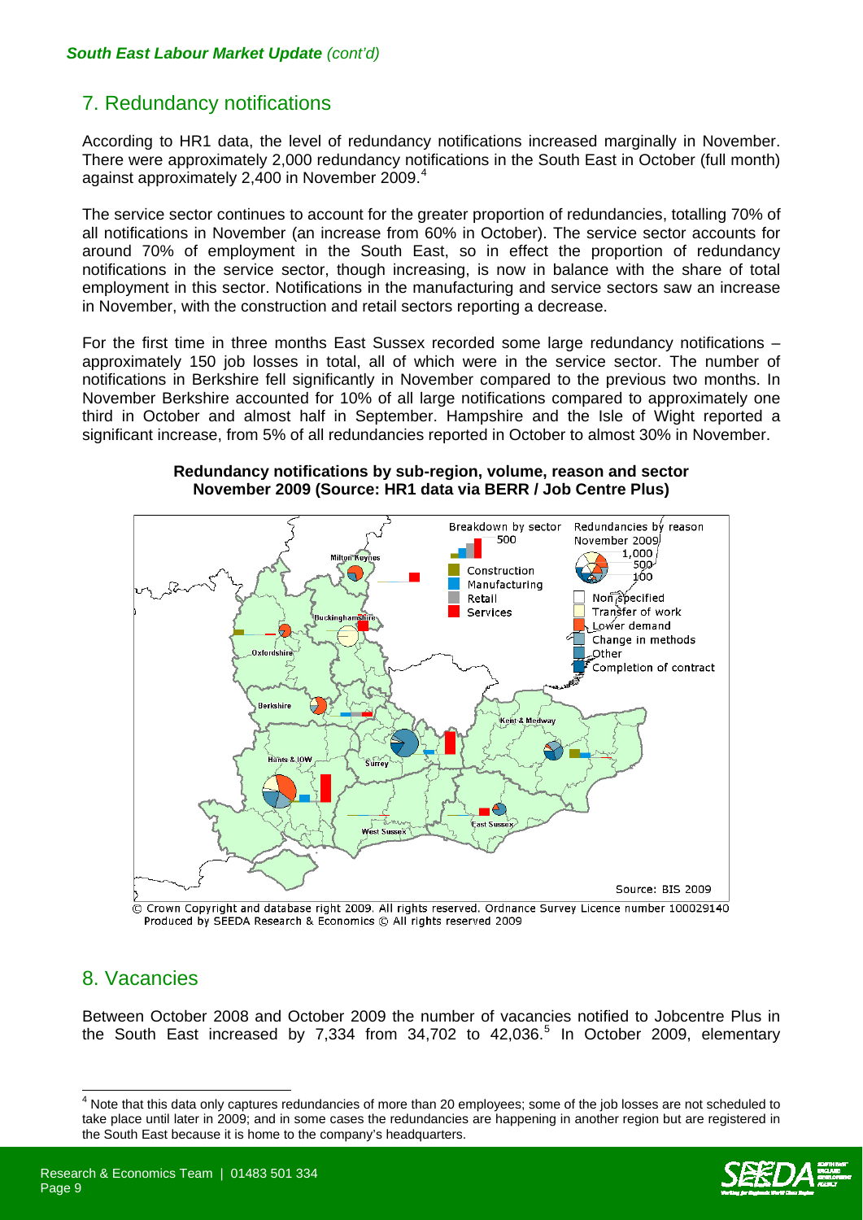*South East Labour Market Update (cont'd)*

## 7. Redundancy notifications

According to HR1 data, the level of redundancy notifications increased marginally in November. There were approximately 2,000 redundancy notifications in the South East in October (full month) against approximately 2,400 in November 2009.[4]

The service sector continues to account for the greater proportion of redundancies, totalling 70% of all notifications in November (an increase from 60% in October). The service sector accounts for around 70% of employment in the South East, so in effect the proportion of redundancy notifications in the service sector, though increasing, is now in balance with the share of total employment in this sector. Notifications in the manufacturing and service sectors saw an increase in November, with the construction and retail sectors reporting a decrease.

For the first time in three months East Sussex recorded some large redundancy notifications – approximately 150 job losses in total, all of which were in the service sector. The number of notifications in Berkshire fell significantly in November compared to the previous two months. In November Berkshire accounted for 10% of all large notifications compared to approximately one third in October and almost half in September. Hampshire and the Isle of Wight reported a significant increase, from 5% of all redundancies reported in October to almost 30% in November.

**Redundancy notifications by sub-region, volume, reason and sector November 2009 (Source: HR1 data via BERR / Job Centre Plus)**

© Crown Copyright and database right 2009. All rights reserved. Ordnance Survey Licence number 100029140
Produced by SEEDA Research & Economics © All rights reserved 2009

## 8. Vacancies

Between October 2008 and October 2009 the number of vacancies notified to Jobcentre Plus in the South East increased by 7,334 from 34,702 to 42,036.[5] In October 2009, elementary

---

[4] Note that this data only captures redundancies of more than 20 employees; some of the job losses are not scheduled to take place until later in 2009; and in some cases the redundancies are happening in another region but are registered in the South East because it is home to the company's headquarters.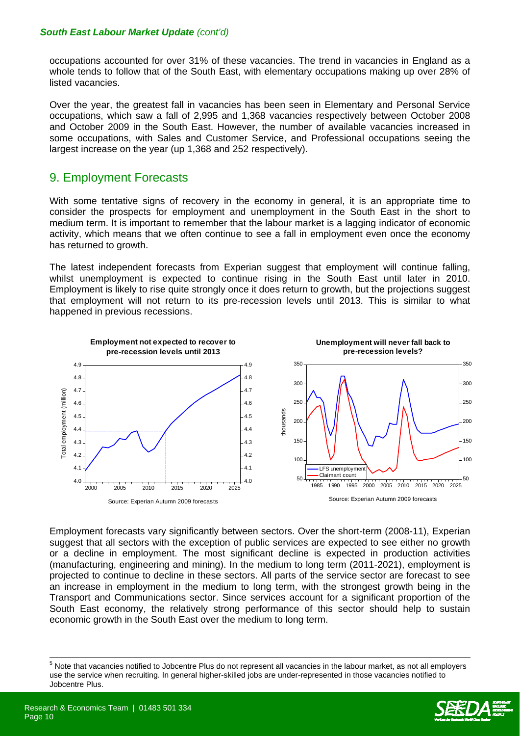occupations accounted for over 31% of these vacancies. The trend in vacancies in England as a whole tends to follow that of the South East, with elementary occupations making up over 28% of listed vacancies.

Over the year, the greatest fall in vacancies has been seen in Elementary and Personal Service occupations, which saw a fall of 2,995 and 1,368 vacancies respectively between October 2008 and October 2009 in the South East. However, the number of available vacancies increased in some occupations, with Sales and Customer Service, and Professional occupations seeing the largest increase on the year (up 1,368 and 252 respectively).

## 9. Employment Forecasts

With some tentative signs of recovery in the economy in general, it is an appropriate time to consider the prospects for employment and unemployment in the South East in the short to medium term. It is important to remember that the labour market is a lagging indicator of economic activity, which means that we often continue to see a fall in employment even once the economy has returned to growth.

The latest independent forecasts from Experian suggest that employment will continue falling, whilst unemployment is expected to continue rising in the South East until later in 2010. Employment is likely to rise quite strongly once it does return to growth, but the projections suggest that employment will not return to its pre-recession levels until 2013. This is similar to what happened in previous recessions.

**Employment not expected to recover to pre-recession levels until 2013**

Source: Experian Autumn 2009 forecasts

**Unemployment will never fall back to pre-recession levels?**

Source: Experian Autumn 2009 forecasts

Employment forecasts vary significantly between sectors. Over the short-term (2008-11), Experian suggest that all sectors with the exception of public services are expected to see either no growth or a decline in employment. The most significant decline is expected in production activities (manufacturing, engineering and mining). In the medium to long term (2011-2021), employment is projected to continue to decline in these sectors. All parts of the service sector are forecast to see an increase in employment in the medium to long term, with the strongest growth being in the Transport and Communications sector. Since services account for a significant proportion of the South East economy, the relatively strong performance of this sector should help to sustain economic growth in the South East over the medium to long term.

---

[5] Note that vacancies notified to Jobcentre Plus do not represent all vacancies in the labour market, as not all employers use the service when recruiting. In general higher-skilled jobs are under-represented in those vacancies notified to Jobcentre Plus.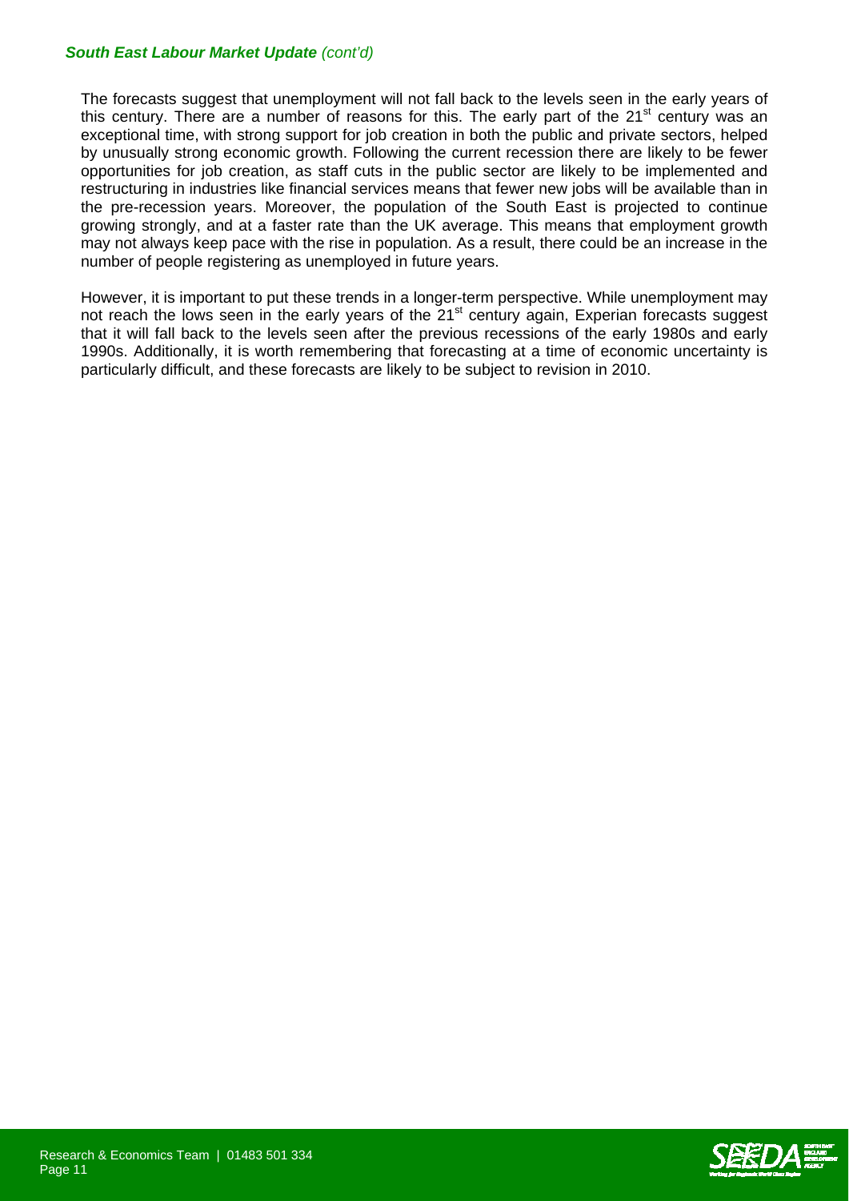The forecasts suggest that unemployment will not fall back to the levels seen in the early years of this century. There are a number of reasons for this. The early part of the 21st century was an exceptional time, with strong support for job creation in both the public and private sectors, helped by unusually strong economic growth. Following the current recession there are likely to be fewer opportunities for job creation, as staff cuts in the public sector are likely to be implemented and restructuring in industries like financial services means that fewer new jobs will be available than in the pre-recession years. Moreover, the population of the South East is projected to continue growing strongly, and at a faster rate than the UK average. This means that employment growth may not always keep pace with the rise in population. As a result, there could be an increase in the number of people registering as unemployed in future years.

However, it is important to put these trends in a longer-term perspective. While unemployment may not reach the lows seen in the early years of the 21st century again, Experian forecasts suggest that it will fall back to the levels seen after the previous recessions of the early 1980s and early 1990s. Additionally, it is worth remembering that forecasting at a time of economic uncertainty is particularly difficult, and these forecasts are likely to be subject to revision in 2010.